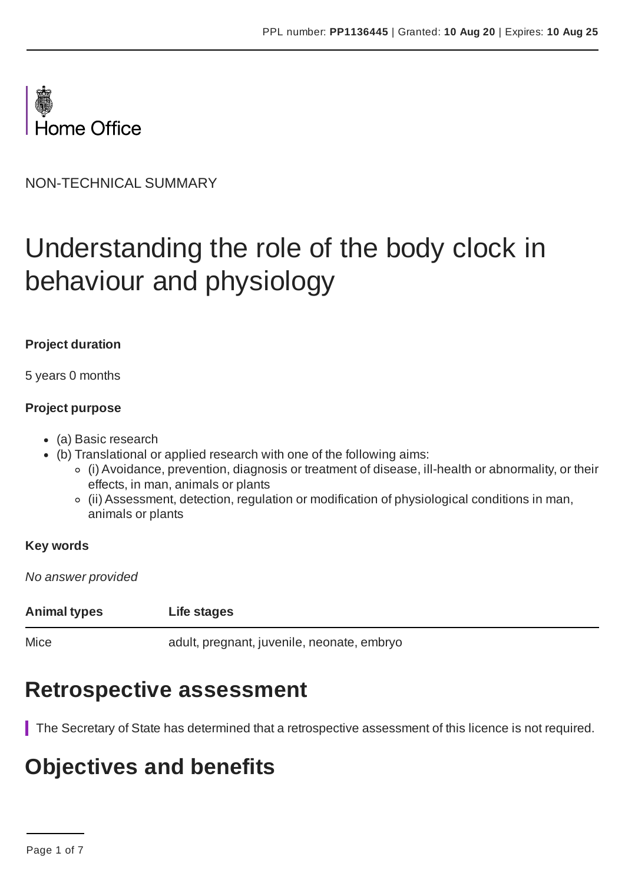Home Office

NON-TECHNICAL SUMMARY

# Understanding the role of the body clock in behaviour and physiology

**Project duration**

5 years 0 months

**Project purpose**

- (a) Basic research
- (b) Translational or applied research with one of the following aims:
  - (i) Avoidance, prevention, diagnosis or treatment of disease, ill-health or abnormality, or their effects, in man, animals or plants
  - (ii) Assessment, detection, regulation or modification of physiological conditions in man, animals or plants

**Key words**

*No answer provided*

| Animal types | Life stages |
|---|---|
| Mice | adult, pregnant, juvenile, neonate, embryo |

## Retrospective assessment

The Secretary of State has determined that a retrospective assessment of this licence is not required.

## Objectives and benefits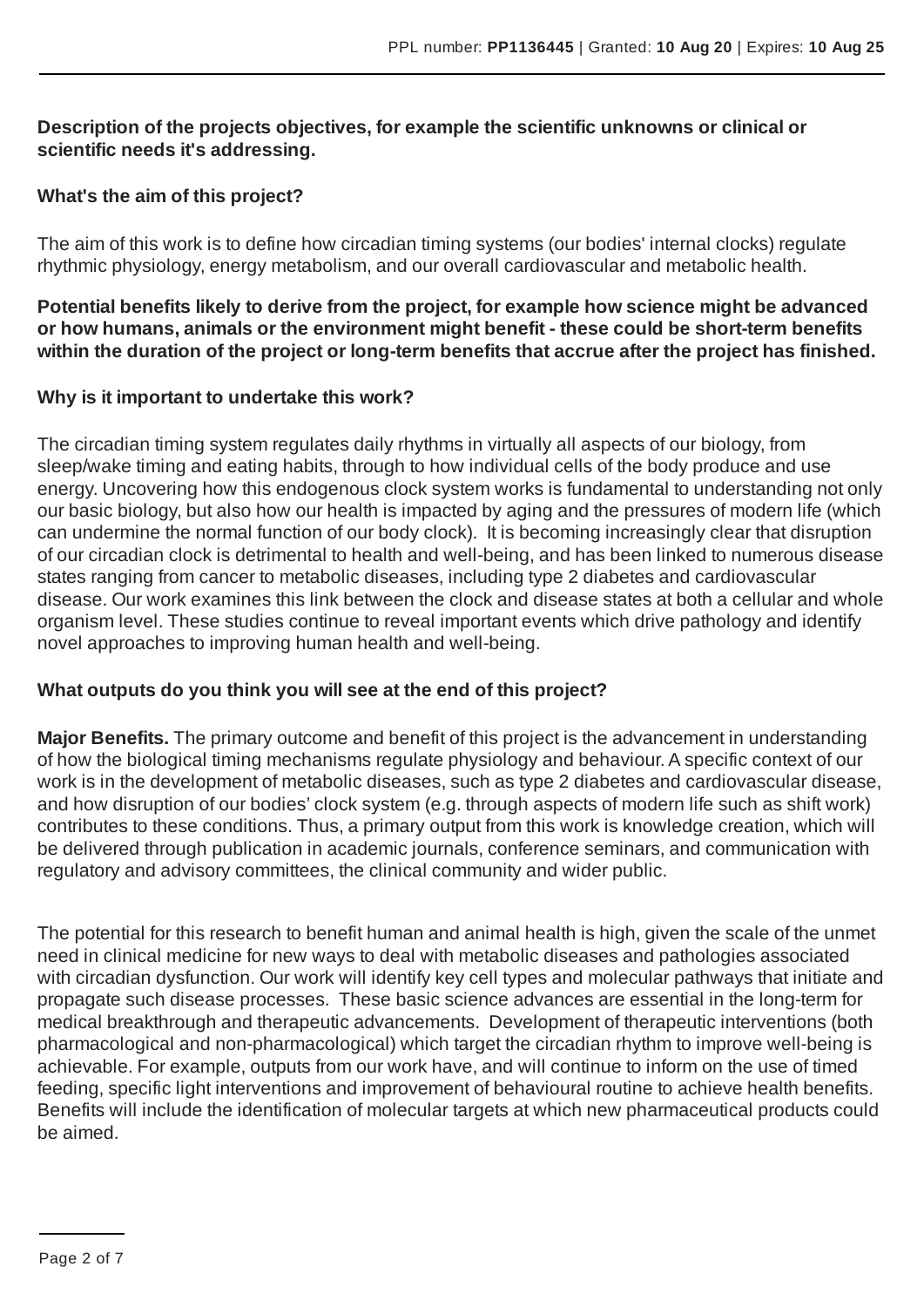**Description of the projects objectives, for example the scientific unknowns or clinical or scientific needs it's addressing.**

**What's the aim of this project?**

The aim of this work is to define how circadian timing systems (our bodies' internal clocks) regulate rhythmic physiology, energy metabolism, and our overall cardiovascular and metabolic health.

**Potential benefits likely to derive from the project, for example how science might be advanced or how humans, animals or the environment might benefit - these could be short-term benefits within the duration of the project or long-term benefits that accrue after the project has finished.**

**Why is it important to undertake this work?**

The circadian timing system regulates daily rhythms in virtually all aspects of our biology, from sleep/wake timing and eating habits, through to how individual cells of the body produce and use energy. Uncovering how this endogenous clock system works is fundamental to understanding not only our basic biology, but also how our health is impacted by aging and the pressures of modern life (which can undermine the normal function of our body clock). It is becoming increasingly clear that disruption of our circadian clock is detrimental to health and well-being, and has been linked to numerous disease states ranging from cancer to metabolic diseases, including type 2 diabetes and cardiovascular disease. Our work examines this link between the clock and disease states at both a cellular and whole organism level. These studies continue to reveal important events which drive pathology and identify novel approaches to improving human health and well-being.

**What outputs do you think you will see at the end of this project?**

**Major Benefits.** The primary outcome and benefit of this project is the advancement in understanding of how the biological timing mechanisms regulate physiology and behaviour. A specific context of our work is in the development of metabolic diseases, such as type 2 diabetes and cardiovascular disease, and how disruption of our bodies' clock system (e.g. through aspects of modern life such as shift work) contributes to these conditions. Thus, a primary output from this work is knowledge creation, which will be delivered through publication in academic journals, conference seminars, and communication with regulatory and advisory committees, the clinical community and wider public.

The potential for this research to benefit human and animal health is high, given the scale of the unmet need in clinical medicine for new ways to deal with metabolic diseases and pathologies associated with circadian dysfunction. Our work will identify key cell types and molecular pathways that initiate and propagate such disease processes. These basic science advances are essential in the long-term for medical breakthrough and therapeutic advancements. Development of therapeutic interventions (both pharmacological and non-pharmacological) which target the circadian rhythm to improve well-being is achievable. For example, outputs from our work have, and will continue to inform on the use of timed feeding, specific light interventions and improvement of behavioural routine to achieve health benefits. Benefits will include the identification of molecular targets at which new pharmaceutical products could be aimed.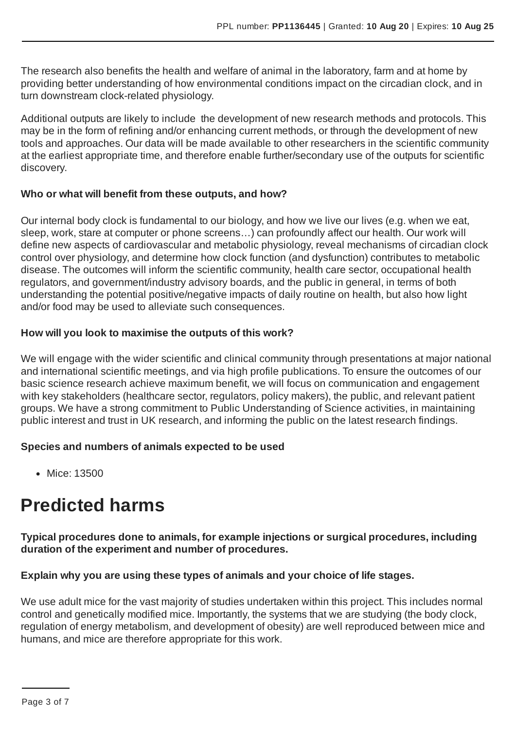The research also benefits the health and welfare of animal in the laboratory, farm and at home by providing better understanding of how environmental conditions impact on the circadian clock, and in turn downstream clock-related physiology.

Additional outputs are likely to include the development of new research methods and protocols. This may be in the form of refining and/or enhancing current methods, or through the development of new tools and approaches. Our data will be made available to other researchers in the scientific community at the earliest appropriate time, and therefore enable further/secondary use of the outputs for scientific discovery.

**Who or what will benefit from these outputs, and how?**

Our internal body clock is fundamental to our biology, and how we live our lives (e.g. when we eat, sleep, work, stare at computer or phone screens…) can profoundly affect our health. Our work will define new aspects of cardiovascular and metabolic physiology, reveal mechanisms of circadian clock control over physiology, and determine how clock function (and dysfunction) contributes to metabolic disease. The outcomes will inform the scientific community, health care sector, occupational health regulators, and government/industry advisory boards, and the public in general, in terms of both understanding the potential positive/negative impacts of daily routine on health, but also how light and/or food may be used to alleviate such consequences.

**How will you look to maximise the outputs of this work?**

We will engage with the wider scientific and clinical community through presentations at major national and international scientific meetings, and via high profile publications. To ensure the outcomes of our basic science research achieve maximum benefit, we will focus on communication and engagement with key stakeholders (healthcare sector, regulators, policy makers), the public, and relevant patient groups. We have a strong commitment to Public Understanding of Science activities, in maintaining public interest and trust in UK research, and informing the public on the latest research findings.

**Species and numbers of animals expected to be used**

- Mice: 13500

# Predicted harms

**Typical procedures done to animals, for example injections or surgical procedures, including duration of the experiment and number of procedures.**

**Explain why you are using these types of animals and your choice of life stages.**

We use adult mice for the vast majority of studies undertaken within this project. This includes normal control and genetically modified mice. Importantly, the systems that we are studying (the body clock, regulation of energy metabolism, and development of obesity) are well reproduced between mice and humans, and mice are therefore appropriate for this work.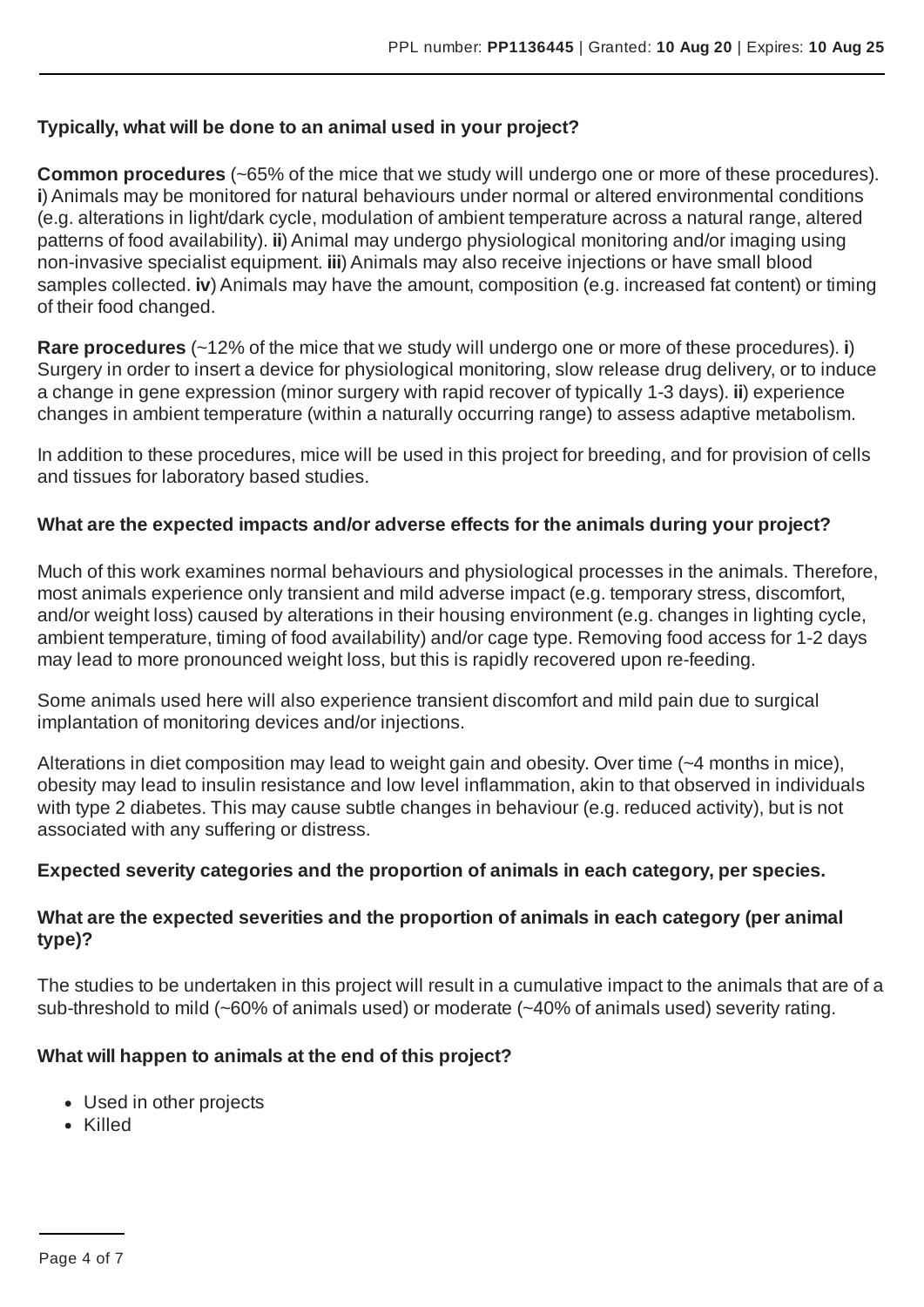**Typically, what will be done to an animal used in your project?**

**Common procedures** (~65% of the mice that we study will undergo one or more of these procedures). **i**) Animals may be monitored for natural behaviours under normal or altered environmental conditions (e.g. alterations in light/dark cycle, modulation of ambient temperature across a natural range, altered patterns of food availability). **ii**) Animal may undergo physiological monitoring and/or imaging using non-invasive specialist equipment. **iii**) Animals may also receive injections or have small blood samples collected. **iv**) Animals may have the amount, composition (e.g. increased fat content) or timing of their food changed.

**Rare procedures** (~12% of the mice that we study will undergo one or more of these procedures). **i**) Surgery in order to insert a device for physiological monitoring, slow release drug delivery, or to induce a change in gene expression (minor surgery with rapid recover of typically 1-3 days). **ii**) experience changes in ambient temperature (within a naturally occurring range) to assess adaptive metabolism.

In addition to these procedures, mice will be used in this project for breeding, and for provision of cells and tissues for laboratory based studies.

**What are the expected impacts and/or adverse effects for the animals during your project?**

Much of this work examines normal behaviours and physiological processes in the animals. Therefore, most animals experience only transient and mild adverse impact (e.g. temporary stress, discomfort, and/or weight loss) caused by alterations in their housing environment (e.g. changes in lighting cycle, ambient temperature, timing of food availability) and/or cage type. Removing food access for 1-2 days may lead to more pronounced weight loss, but this is rapidly recovered upon re-feeding.

Some animals used here will also experience transient discomfort and mild pain due to surgical implantation of monitoring devices and/or injections.

Alterations in diet composition may lead to weight gain and obesity. Over time (~4 months in mice), obesity may lead to insulin resistance and low level inflammation, akin to that observed in individuals with type 2 diabetes. This may cause subtle changes in behaviour (e.g. reduced activity), but is not associated with any suffering or distress.

**Expected severity categories and the proportion of animals in each category, per species.**

**What are the expected severities and the proportion of animals in each category (per animal type)?**

The studies to be undertaken in this project will result in a cumulative impact to the animals that are of a sub-threshold to mild (~60% of animals used) or moderate (~40% of animals used) severity rating.

**What will happen to animals at the end of this project?**

- Used in other projects
- Killed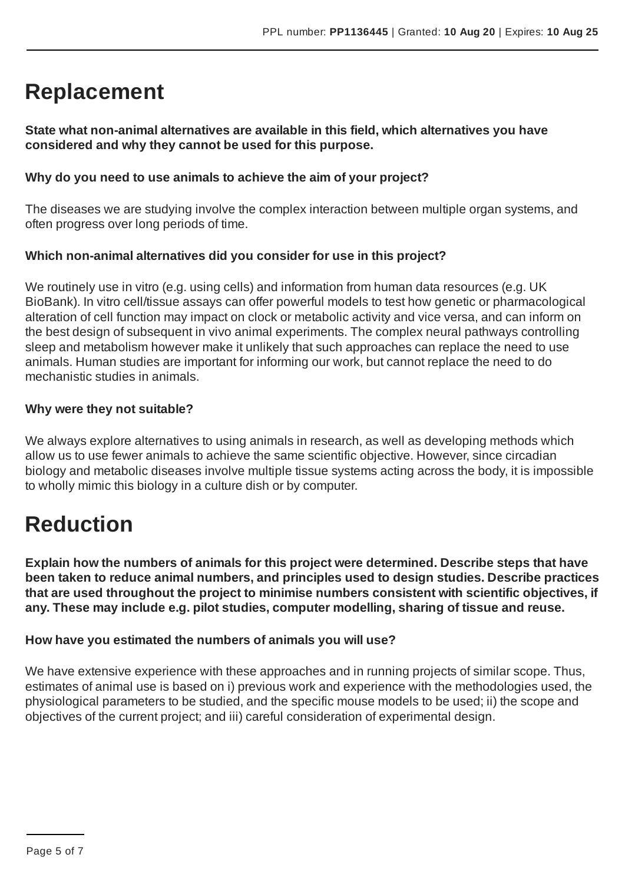# Replacement

**State what non-animal alternatives are available in this field, which alternatives you have considered and why they cannot be used for this purpose.**

**Why do you need to use animals to achieve the aim of your project?**

The diseases we are studying involve the complex interaction between multiple organ systems, and often progress over long periods of time.

**Which non-animal alternatives did you consider for use in this project?**

We routinely use in vitro (e.g. using cells) and information from human data resources (e.g. UK BioBank). In vitro cell/tissue assays can offer powerful models to test how genetic or pharmacological alteration of cell function may impact on clock or metabolic activity and vice versa, and can inform on the best design of subsequent in vivo animal experiments. The complex neural pathways controlling sleep and metabolism however make it unlikely that such approaches can replace the need to use animals. Human studies are important for informing our work, but cannot replace the need to do mechanistic studies in animals.

**Why were they not suitable?**

We always explore alternatives to using animals in research, as well as developing methods which allow us to use fewer animals to achieve the same scientific objective. However, since circadian biology and metabolic diseases involve multiple tissue systems acting across the body, it is impossible to wholly mimic this biology in a culture dish or by computer.

# Reduction

**Explain how the numbers of animals for this project were determined. Describe steps that have been taken to reduce animal numbers, and principles used to design studies. Describe practices that are used throughout the project to minimise numbers consistent with scientific objectives, if any. These may include e.g. pilot studies, computer modelling, sharing of tissue and reuse.**

**How have you estimated the numbers of animals you will use?**

We have extensive experience with these approaches and in running projects of similar scope. Thus, estimates of animal use is based on i) previous work and experience with the methodologies used, the physiological parameters to be studied, and the specific mouse models to be used; ii) the scope and objectives of the current project; and iii) careful consideration of experimental design.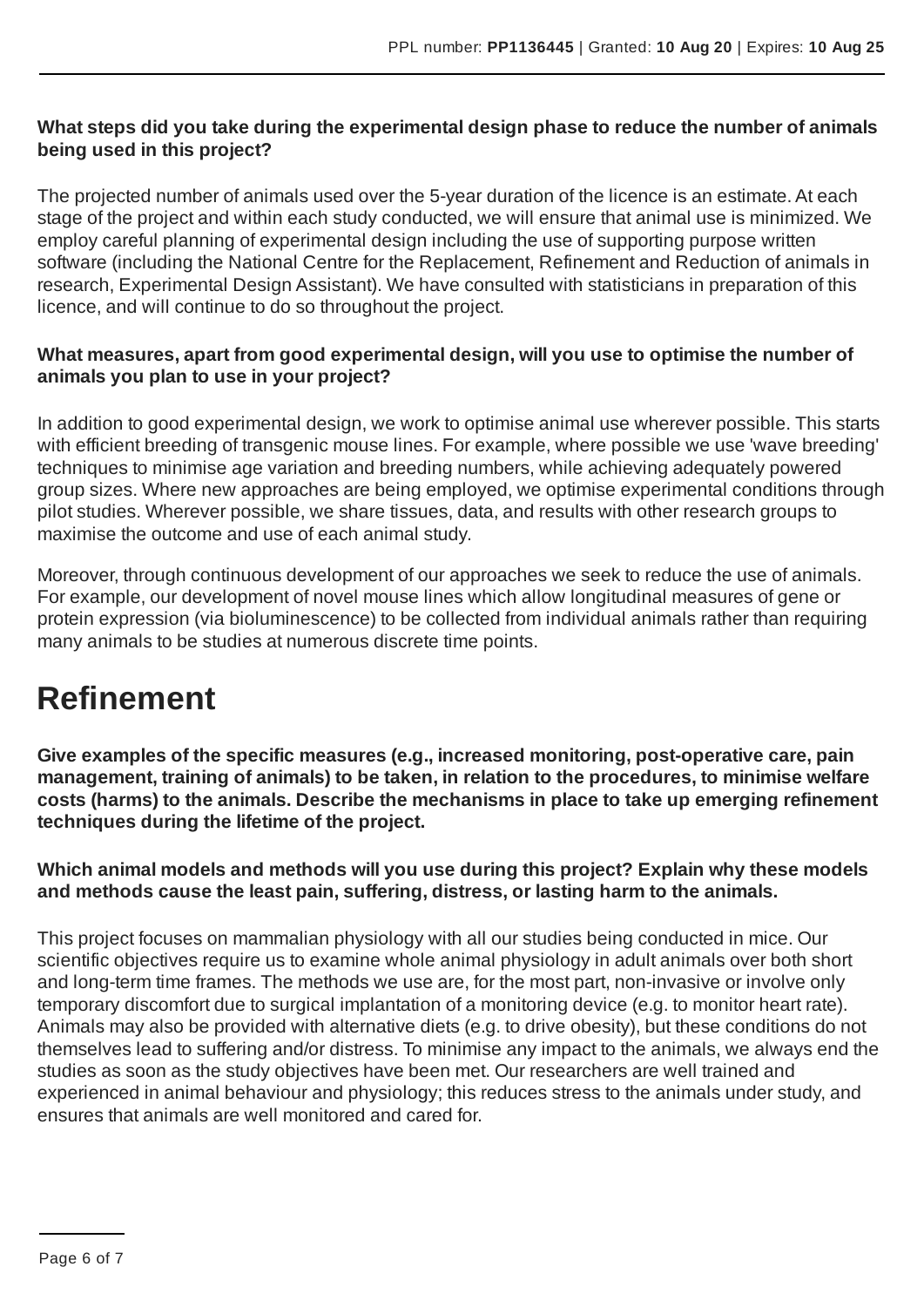**What steps did you take during the experimental design phase to reduce the number of animals being used in this project?**

The projected number of animals used over the 5-year duration of the licence is an estimate. At each stage of the project and within each study conducted, we will ensure that animal use is minimized. We employ careful planning of experimental design including the use of supporting purpose written software (including the National Centre for the Replacement, Refinement and Reduction of animals in research, Experimental Design Assistant). We have consulted with statisticians in preparation of this licence, and will continue to do so throughout the project.

**What measures, apart from good experimental design, will you use to optimise the number of animals you plan to use in your project?**

In addition to good experimental design, we work to optimise animal use wherever possible. This starts with efficient breeding of transgenic mouse lines. For example, where possible we use 'wave breeding' techniques to minimise age variation and breeding numbers, while achieving adequately powered group sizes. Where new approaches are being employed, we optimise experimental conditions through pilot studies. Wherever possible, we share tissues, data, and results with other research groups to maximise the outcome and use of each animal study.

Moreover, through continuous development of our approaches we seek to reduce the use of animals. For example, our development of novel mouse lines which allow longitudinal measures of gene or protein expression (via bioluminescence) to be collected from individual animals rather than requiring many animals to be studies at numerous discrete time points.

# Refinement

**Give examples of the specific measures (e.g., increased monitoring, post-operative care, pain management, training of animals) to be taken, in relation to the procedures, to minimise welfare costs (harms) to the animals. Describe the mechanisms in place to take up emerging refinement techniques during the lifetime of the project.**

**Which animal models and methods will you use during this project? Explain why these models and methods cause the least pain, suffering, distress, or lasting harm to the animals.**

This project focuses on mammalian physiology with all our studies being conducted in mice. Our scientific objectives require us to examine whole animal physiology in adult animals over both short and long-term time frames. The methods we use are, for the most part, non-invasive or involve only temporary discomfort due to surgical implantation of a monitoring device (e.g. to monitor heart rate). Animals may also be provided with alternative diets (e.g. to drive obesity), but these conditions do not themselves lead to suffering and/or distress. To minimise any impact to the animals, we always end the studies as soon as the study objectives have been met. Our researchers are well trained and experienced in animal behaviour and physiology; this reduces stress to the animals under study, and ensures that animals are well monitored and cared for.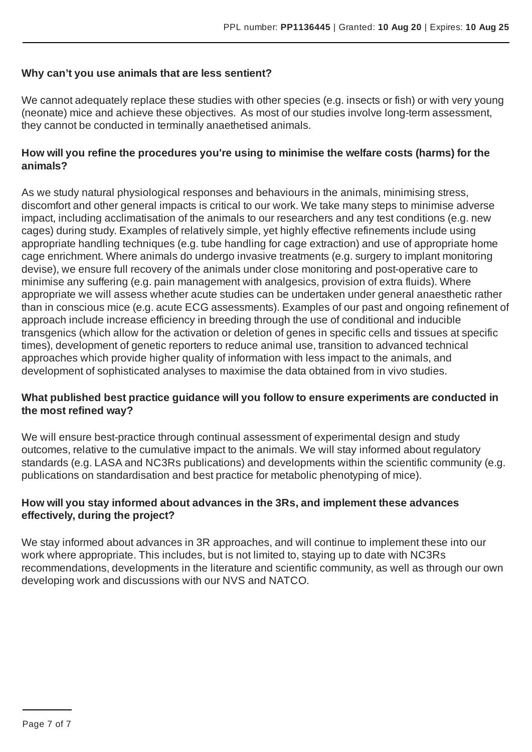**Why can't you use animals that are less sentient?**

We cannot adequately replace these studies with other species (e.g. insects or fish) or with very young (neonate) mice and achieve these objectives. As most of our studies involve long-term assessment, they cannot be conducted in terminally anaethetised animals.

**How will you refine the procedures you're using to minimise the welfare costs (harms) for the animals?**

As we study natural physiological responses and behaviours in the animals, minimising stress, discomfort and other general impacts is critical to our work. We take many steps to minimise adverse impact, including acclimatisation of the animals to our researchers and any test conditions (e.g. new cages) during study. Examples of relatively simple, yet highly effective refinements include using appropriate handling techniques (e.g. tube handling for cage extraction) and use of appropriate home cage enrichment. Where animals do undergo invasive treatments (e.g. surgery to implant monitoring devise), we ensure full recovery of the animals under close monitoring and post-operative care to minimise any suffering (e.g. pain management with analgesics, provision of extra fluids). Where appropriate we will assess whether acute studies can be undertaken under general anaesthetic rather than in conscious mice (e.g. acute ECG assessments). Examples of our past and ongoing refinement of approach include increase efficiency in breeding through the use of conditional and inducible transgenics (which allow for the activation or deletion of genes in specific cells and tissues at specific times), development of genetic reporters to reduce animal use, transition to advanced technical approaches which provide higher quality of information with less impact to the animals, and development of sophisticated analyses to maximise the data obtained from in vivo studies.

**What published best practice guidance will you follow to ensure experiments are conducted in the most refined way?**

We will ensure best-practice through continual assessment of experimental design and study outcomes, relative to the cumulative impact to the animals. We will stay informed about regulatory standards (e.g. LASA and NC3Rs publications) and developments within the scientific community (e.g. publications on standardisation and best practice for metabolic phenotyping of mice).

**How will you stay informed about advances in the 3Rs, and implement these advances effectively, during the project?**

We stay informed about advances in 3R approaches, and will continue to implement these into our work where appropriate. This includes, but is not limited to, staying up to date with NC3Rs recommendations, developments in the literature and scientific community, as well as through our own developing work and discussions with our NVS and NATCO.